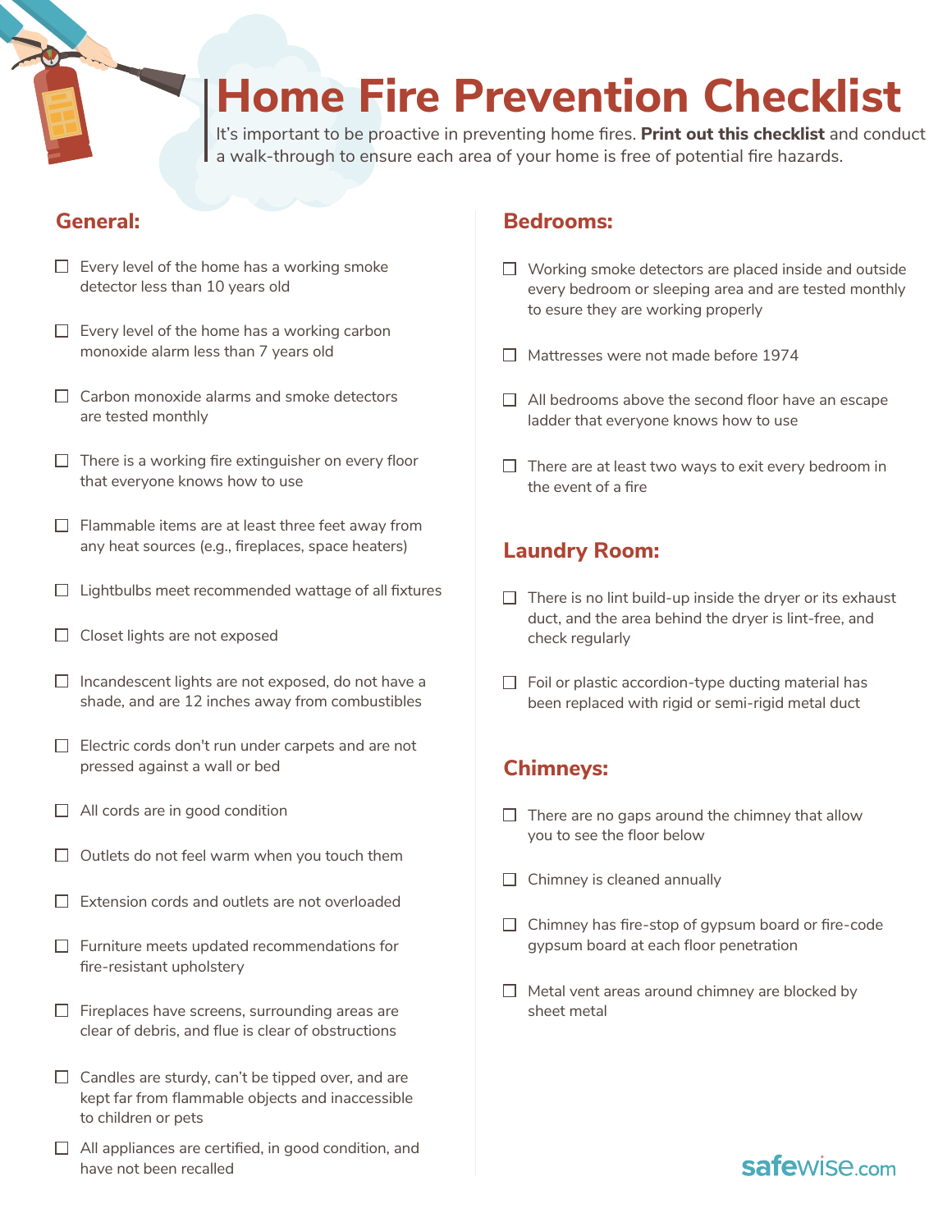# Home Fire Prevention Checklist

It's important to be proactive in preventing home fires. **Print out this checklist** and conduct a walk-through to ensure each area of your home is free of potential fire hazards.

## General:

- [ ] Every level of the home has a working smoke detector less than 10 years old
- [ ] Every level of the home has a working carbon monoxide alarm less than 7 years old
- [ ] Carbon monoxide alarms and smoke detectors are tested monthly
- [ ] There is a working fire extinguisher on every floor that everyone knows how to use
- [ ] Flammable items are at least three feet away from any heat sources (e.g., fireplaces, space heaters)
- [ ] Lightbulbs meet recommended wattage of all fixtures
- [ ] Closet lights are not exposed
- [ ] Incandescent lights are not exposed, do not have a shade, and are 12 inches away from combustibles
- [ ] Electric cords don't run under carpets and are not pressed against a wall or bed
- [ ] All cords are in good condition
- [ ] Outlets do not feel warm when you touch them
- [ ] Extension cords and outlets are not overloaded
- [ ] Furniture meets updated recommendations for fire-resistant upholstery
- [ ] Fireplaces have screens, surrounding areas are clear of debris, and flue is clear of obstructions
- [ ] Candles are sturdy, can't be tipped over, and are kept far from flammable objects and inaccessible to children or pets
- [ ] All appliances are certified, in good condition, and have not been recalled

## Bedrooms:

- [ ] Working smoke detectors are placed inside and outside every bedroom or sleeping area and are tested monthly to esure they are working properly
- [ ] Mattresses were not made before 1974
- [ ] All bedrooms above the second floor have an escape ladder that everyone knows how to use
- [ ] There are at least two ways to exit every bedroom in the event of a fire

## Laundry Room:

- [ ] There is no lint build-up inside the dryer or its exhaust duct, and the area behind the dryer is lint-free, and check regularly
- [ ] Foil or plastic accordion-type ducting material has been replaced with rigid or semi-rigid metal duct

## Chimneys:

- [ ] There are no gaps around the chimney that allow you to see the floor below
- [ ] Chimney is cleaned annually
- [ ] Chimney has fire-stop of gypsum board or fire-code gypsum board at each floor penetration
- [ ] Metal vent areas around chimney are blocked by sheet metal

safewise.com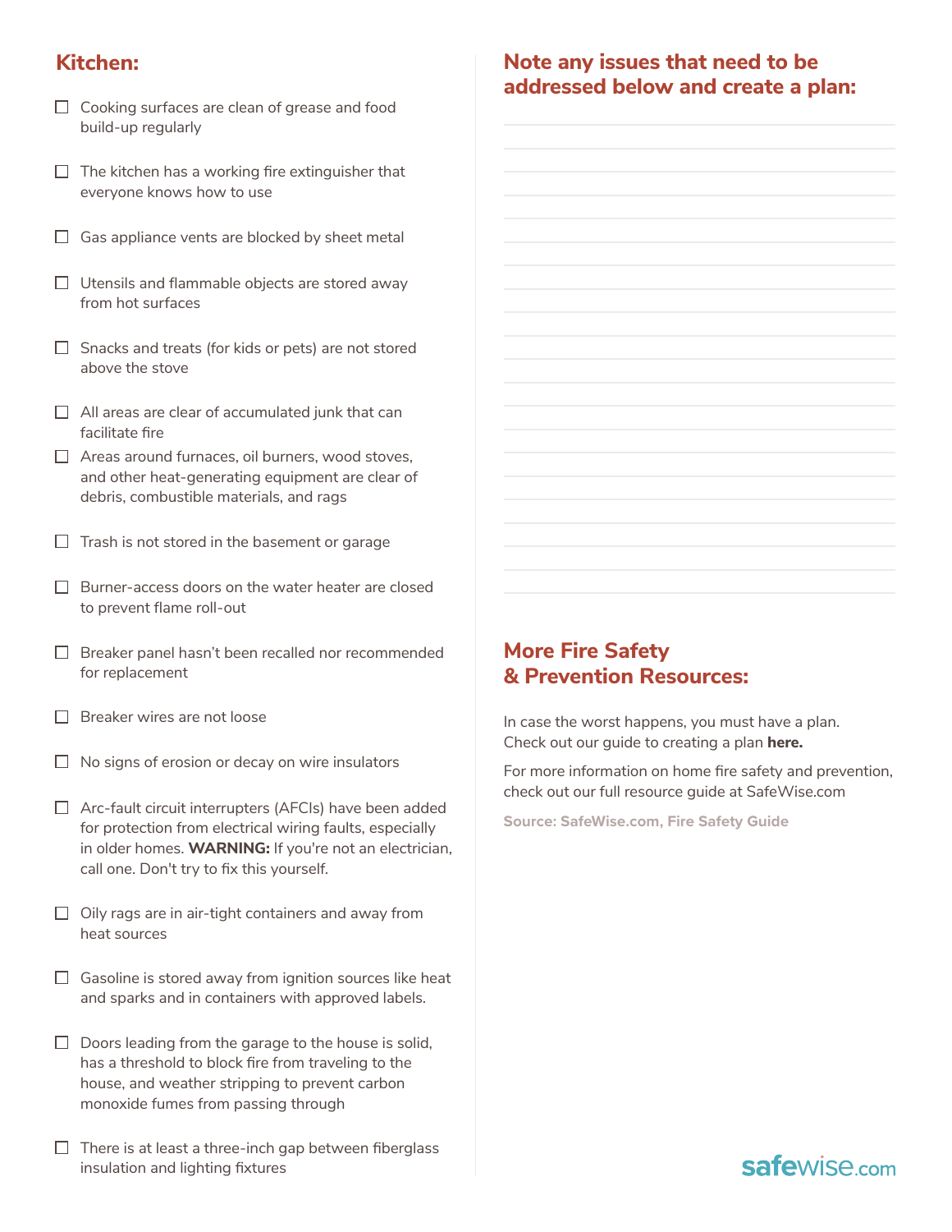## Kitchen:

- [ ] Cooking surfaces are clean of grease and food build-up regularly
- [ ] The kitchen has a working fire extinguisher that everyone knows how to use
- [ ] Gas appliance vents are blocked by sheet metal
- [ ] Utensils and flammable objects are stored away from hot surfaces
- [ ] Snacks and treats (for kids or pets) are not stored above the stove
- [ ] All areas are clear of accumulated junk that can facilitate fire
- [ ] Areas around furnaces, oil burners, wood stoves, and other heat-generating equipment are clear of debris, combustible materials, and rags
- [ ] Trash is not stored in the basement or garage
- [ ] Burner-access doors on the water heater are closed to prevent flame roll-out
- [ ] Breaker panel hasn't been recalled nor recommended for replacement
- [ ] Breaker wires are not loose
- [ ] No signs of erosion or decay on wire insulators
- [ ] Arc-fault circuit interrupters (AFCIs) have been added for protection from electrical wiring faults, especially in older homes. **WARNING:** If you're not an electrician, call one. Don't try to fix this yourself.
- [ ] Oily rags are in air-tight containers and away from heat sources
- [ ] Gasoline is stored away from ignition sources like heat and sparks and in containers with approved labels.
- [ ] Doors leading from the garage to the house is solid, has a threshold to block fire from traveling to the house, and weather stripping to prevent carbon monoxide fumes from passing through
- [ ] There is at least a three-inch gap between fiberglass insulation and lighting fixtures

## Note any issues that need to be addressed below and create a plan:

## More Fire Safety & Prevention Resources:

In case the worst happens, you must have a plan. Check out our guide to creating a plan **here.**

For more information on home fire safety and prevention, check out our full resource guide at SafeWise.com

**Source: SafeWise.com, Fire Safety Guide**

safewise.com